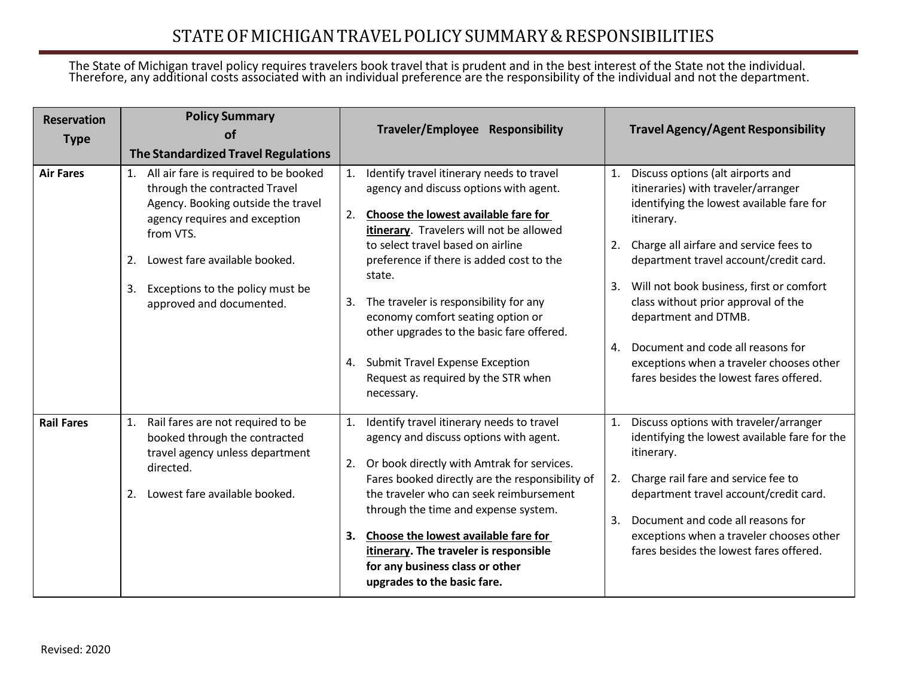# STATE OF MICHIGAN TRAVEL POLICY SUMMARY & RESPONSIBILITIES

The State of Michigan travel policy requires travelers book travel that is prudent and in the best interest of the State not the individual. Therefore, any additional costs associated with an individual preference are the responsibility of the individual and not the department.

| Reservation Type | Policy Summary of The Standardized Travel Regulations | Traveler/Employee Responsibility | Travel Agency/Agent Responsibility |
|---|---|---|---|
| **Air Fares** | 1. All air fare is required to be booked through the contracted Travel Agency. Booking outside the travel agency requires and exception from VTS.<br>2. Lowest fare available booked.<br>3. Exceptions to the policy must be approved and documented. | 1. Identify travel itinerary needs to travel agency and discuss options with agent.<br>2. **Choose the lowest available fare for itinerary**. Travelers will not be allowed to select travel based on airline preference if there is added cost to the state.<br>3. The traveler is responsibility for any economy comfort seating option or other upgrades to the basic fare offered.<br>4. Submit Travel Expense Exception Request as required by the STR when necessary. | 1. Discuss options (alt airports and itineraries) with traveler/arranger identifying the lowest available fare for itinerary.<br>2. Charge all airfare and service fees to department travel account/credit card.<br>3. Will not book business, first or comfort class without prior approval of the department and DTMB.<br>4. Document and code all reasons for exceptions when a traveler chooses other fares besides the lowest fares offered. |
| **Rail Fares** | 1. Rail fares are not required to be booked through the contracted travel agency unless department directed.<br>2. Lowest fare available booked. | 1. Identify travel itinerary needs to travel agency and discuss options with agent.<br>2. Or book directly with Amtrak for services. Fares booked directly are the responsibility of the traveler who can seek reimbursement through the time and expense system.<br>**3. Choose the lowest available fare for itinerary. The traveler is responsible for any business class or other upgrades to the basic fare.** | 1. Discuss options with traveler/arranger identifying the lowest available fare for the itinerary.<br>2. Charge rail fare and service fee to department travel account/credit card.<br>3. Document and code all reasons for exceptions when a traveler chooses other fares besides the lowest fares offered. |

Revised: 2020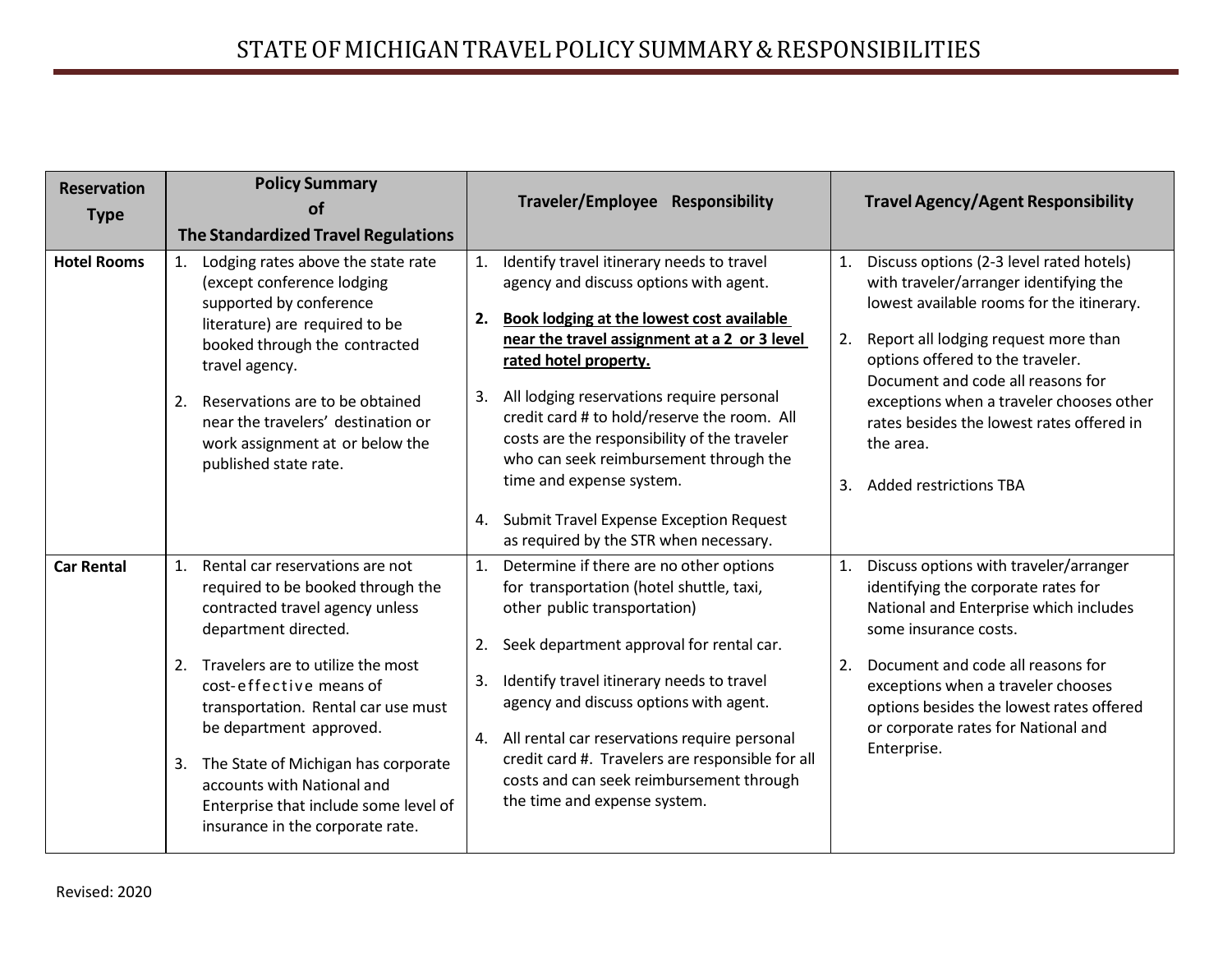# STATE OF MICHIGAN TRAVEL POLICY SUMMARY & RESPONSIBILITIES

| Reservation Type | Policy Summary of The Standardized Travel Regulations | Traveler/Employee Responsibility | Travel Agency/Agent Responsibility |
|---|---|---|---|
| **Hotel Rooms** | 1. Lodging rates above the state rate (except conference lodging supported by conference literature) are required to be booked through the contracted travel agency.<br><br>2. Reservations are to be obtained near the travelers' destination or work assignment at or below the published state rate. | 1. Identify travel itinerary needs to travel agency and discuss options with agent.<br><br>**2. <u>Book lodging at the lowest cost available near the travel assignment at a 2 or 3 level rated hotel property.</u>**<br><br>3. All lodging reservations require personal credit card # to hold/reserve the room. All costs are the responsibility of the traveler who can seek reimbursement through the time and expense system.<br><br>4. Submit Travel Expense Exception Request as required by the STR when necessary. | 1. Discuss options (2-3 level rated hotels) with traveler/arranger identifying the lowest available rooms for the itinerary.<br><br>2. Report all lodging request more than options offered to the traveler. Document and code all reasons for exceptions when a traveler chooses other rates besides the lowest rates offered in the area.<br><br>3. Added restrictions TBA |
| **Car Rental** | 1. Rental car reservations are not required to be booked through the contracted travel agency unless department directed.<br><br>2. Travelers are to utilize the most cost-effective means of transportation. Rental car use must be department approved.<br><br>3. The State of Michigan has corporate accounts with National and Enterprise that include some level of insurance in the corporate rate. | 1. Determine if there are no other options for transportation (hotel shuttle, taxi, other public transportation)<br><br>2. Seek department approval for rental car.<br><br>3. Identify travel itinerary needs to travel agency and discuss options with agent.<br><br>4. All rental car reservations require personal credit card #. Travelers are responsible for all costs and can seek reimbursement through the time and expense system. | 1. Discuss options with traveler/arranger identifying the corporate rates for National and Enterprise which includes some insurance costs.<br><br>2. Document and code all reasons for exceptions when a traveler chooses options besides the lowest rates offered or corporate rates for National and Enterprise. |

Revised: 2020